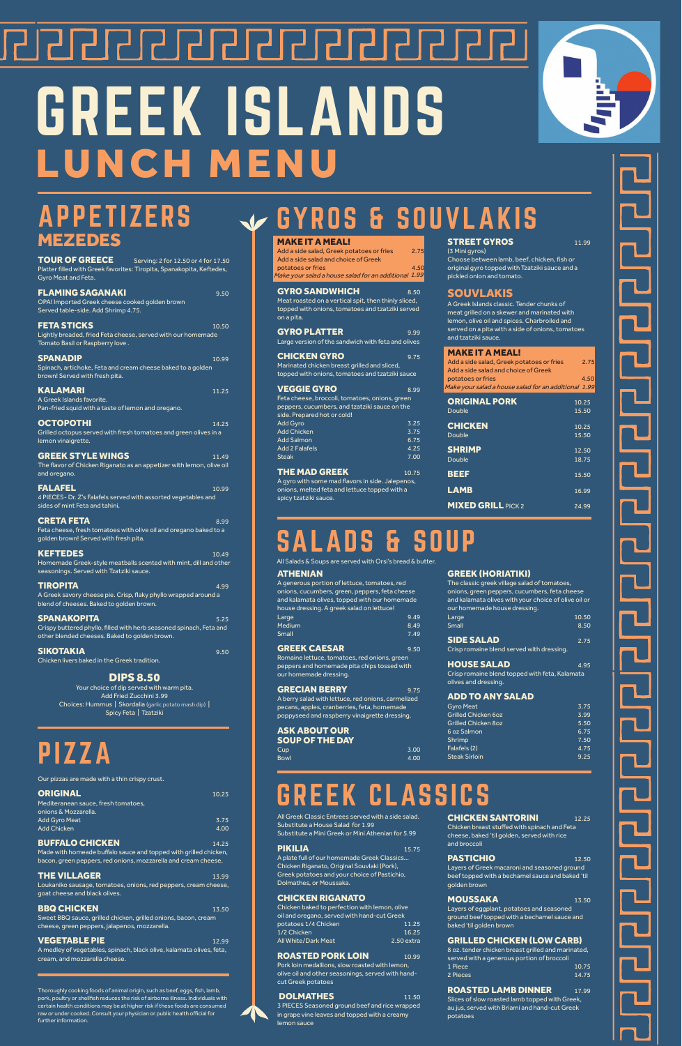# GREEK ISLANDS

# LUNCH MENU

## APPETIZERS
### MEZEDES

**TOUR OF GREECE** — Serving: 2 for 12.50 or 4 for 17.50
Platter filled with Greek favorites: Tiropita, Spanakopita, Keftedes, Gyro Meat and Feta.

**FLAMING SAGANAKI** — 9.50
OPA! Imported Greek cheese cooked golden brown
Served table-side. Add Shrimp 4.75.

**FETA STICKS** — 10.50
Lightly breaded, fried Feta cheese, served with our homemade Tomato Basil or Raspberry love .

**SPANADIP** — 10.99
Spinach, artichoke, Feta and cream cheese baked to a golden brown! Served with fresh pita.

**KALAMARI** — 11.25
A Greek Islands favorite.
Pan-fried squid with a taste of lemon and oregano.

**OCTOPOTHI** — 14.25
Grilled octopus served with fresh tomatoes and green olives in a lemon vinaigrette.

**GREEK STYLE WINGS** — 11.49
The flavor of Chicken Riganato as an appetizer with lemon, olive oil and oregano.

**FALAFEL** — 10.99
4 PIECES - Dr. Z's Falafels served with assorted vegetables and sides of mint Feta and tahini.

**CRETA FETA** — 8.99
Feta cheese, fresh tomatoes with olive oil and oregano baked to a golden brown! Served with fresh pita.

**KEFTEDES** — 10.49
Homemade Greek-style meatballs scented with mint, dill and other seasonings. Served with Tzatziki sauce.

**TIROPITA** — 4.99
A Greek savory cheese pie. Crisp, flaky phyllo wrapped around a blend of cheeses. Baked to golden brown.

**SPANAKOPITA** — 5.25
Crispy buttered phyllo, filled with herb seasoned spinach, Feta and other blended cheeses. Baked to golden brown.

**SIKOTAKIA** — 9.50
Chicken livers baked in the Greek tradition.

**DIPS 8.50**
Your choice of dip served with warm pita.
Add Fried Zucchini 3.99
Choices: Hummus | Skordalia (garlic potato mash dip) | Spicy Feta | Tzatziki

## PIZZA

Our pizzas are made with a thin crispy crust.

**ORIGINAL** — 10.25
Mediterranean sauce, fresh tomatoes, onions & Mozzarella.

| | |
|---|---|
| Add Gyro Meat | 3.75 |
| Add Chicken | 4.00 |

**BUFFALO CHICKEN** — 14.25
Made with homeade buffalo sauce and topped with grilled chicken, bacon, green peppers, red onions, mozzarella and cream cheese.

**THE VILLAGER** — 13.99
Loukaniko sausage, tomatoes, onions, red peppers, cream cheese, goat cheese and black olives.

**BBQ CHICKEN** — 13.50
Sweet BBQ sauce, grilled chicken, grilled onions, bacon, cream cheese, green peppers, jalapenos, mozzarella.

**VEGETABLE PIE** — 12.99
A medley of vegetables, spinach, black olive, kalamata olives, feta, cream, and mozzarella cheese.

Thoroughly cooking foods of animal origin, such as beef, eggs, fish, lamb, pork, poultry or shellfish reduces the risk of airborne illness. Individuals with certain health conditions may be at higher risk if these foods are consumed raw or under cooked. Consult your physician or public health official for further information.

## GYROS & SOUVLAKIS

**MAKE IT A MEAL!**

| | |
|---|---|
| Add a side salad, Greek potatoes or fries | 2.75 |
| Add a side salad and choice of Greek potatoes or fries | 4.50 |
| *Make your salad a house salad for an additional* | *1.99* |

**GYRO SANDWHICH** — 8.50
Meat roasted on a vertical spit, then thinly sliced, topped with onions, tomatoes and tzatziki served on a pita.

**GYRO PLATTER** — 9.99
Large version of the sandwich with feta and olives

**CHICKEN GYRO** — 9.75
Marinated chicken breast grilled and sliced, topped with onions, tomatoes and tzatziki sauce

**VEGGIE GYRO** — 8.99
Feta cheese, broccoli, tomatoes, onions, green peppers, cucumbers, and tzatziki sauce on the side. Prepared hot or cold!

| | |
|---|---|
| Add Gyro | 3.25 |
| Add Chicken | 3.75 |
| Add Salmon | 6.75 |
| Add 2 Falafels | 4.25 |
| Steak | 7.00 |

**THE MAD GREEK** — 10.75
A gyro with some mad flavors in side. Jalepenos, onions, melted feta and lettuce topped with a spicy tzatziki sauce.

**STREET GYROS** — 11.99
(3 Mini gyros)
Choose between lamb, beef, chicken, fish or original gyro topped with Tzatziki sauce and a pickled onion and tomato.

### SOUVLAKIS

A Greek Islands classic. Tender chunks of meat grilled on a skewer and marinated with lemon, olive oil and spices. Charbroiled and served on a pita with a side of onions, tomatoes and tzatziki sauce.

**MAKE IT A MEAL!**

| | |
|---|---|
| Add a side salad, Greek potatoes or fries | 2.75 |
| Add a side salad and choice of Greek potatoes or fries | 4.50 |
| *Make your salad a house salad for an additional* | *1.99* |

| | |
|---|---|
| **ORIGINAL PORK** | 10.25 |
| Double | 15.50 |
| **CHICKEN** | 10.25 |
| Double | 15.50 |
| **SHRIMP** | 12.50 |
| Double | 18.75 |
| **BEEF** | 15.50 |
| **LAMB** | 16.99 |
| **MIXED GRILL** PICK 2 | 24.99 |

## SALADS & SOUP

All Salads & Soups are served with Orsi's bread & butter.

**ATHENIAN**
A generous portion of lettuce, tomatoes, red onions, cucumbers, green, peppers, feta cheese and kalamata olives, topped with our homemade house dressing. A greek salad on lettuce!

| | |
|---|---|
| Large | 9.49 |
| Medium | 8.49 |
| Small | 7.49 |

**GREEK CAESAR** — 9.50
Romaine lettuce, tomatoes, red onions, green peppers and homemade pita chips tossed with our homemade dressing.

**GRECIAN BERRY** — 9.75
A berry salad with lettuce, red onions, carmelized pecans, apples, cranberries, feta, homemade poppyseed and raspberry vinaigrette dressing.

**ASK ABOUT OUR SOUP OF THE DAY**

| | |
|---|---|
| Cup | 3.00 |
| Bowl | 4.00 |

**GREEK (HORIATIKI)**
The classic greek village salad of tomatoes, onions, green peppers, cucumbers, feta cheese and kalamata olives with your choice of olive oil or our homemade house dressing.

| | |
|---|---|
| Large | 10.50 |
| Small | 8.50 |

**SIDE SALAD** — 2.75
Crisp romaine blend served with dressing.

**HOUSE SALAD** — 4.95
Crisp romaine blend topped with feta, Kalamata olives and dressing.

**ADD TO ANY SALAD**

| | |
|---|---|
| Gyro Meat | 3.75 |
| Grilled Chicken 6oz | 3.99 |
| Grilled Chicken 8oz | 5.50 |
| 6 oz Salmon | 6.75 |
| Shrimp | 7.50 |
| Falafels (2) | 4.75 |
| Steak Sirloin | 9.25 |

## GREEK CLASSICS

All Greek Classic Entrees served with a side salad.
Substitute a House Salad for 1.99
Substitute a Mini Greek or Mini Athenian for 5.99

**PIKILIA** — 15.75
A plate full of our homemade Greek Classics... Chicken Riganato, Original Souvlaki (Pork), Greek potatoes and your choice of Pastichio, Dolmathes, or Moussaka.

**CHICKEN RIGANATO**
Chicken baked to perfection with lemon, olive oil and oregano, served with hand-cut Greek potatoes

| | |
|---|---|
| 1/4 Chicken | 11.25 |
| 1/2 Chicken | 16.25 |
| All White/Dark Meat | 2.50 extra |

**ROASTED PORK LOIN** — 10.99
Pork loin medallions, slow roasted with lemon, olive oil and other seasonings, served with hand-cut Greek potatoes

**DOLMATHES** — 11.50
3 PIECES Seasoned ground beef and rice wrapped in grape vine leaves and topped with a creamy lemon sauce

**CHICKEN SANTORINI** — 12.25
Chicken breast stuffed with spinach and Feta cheese, baked 'til golden, served with rice and broccoli

**PASTICHIO** — 12.50
Layers of Greek macaroni and seasoned ground beef topped with a bechamel sauce and baked 'til golden brown

**MOUSSAKA** — 13.50
Layers of eggplant, potatoes and seasoned ground beef topped with a bechamel sauce and baked 'til golden brown

**GRILLED CHICKEN (LOW CARB)**
8 oz. tender chicken breast grilled and marinated, served with a generous portion of broccoli

| | |
|---|---|
| 1 Piece | 10.75 |
| 2 Pieces | 14.75 |

**ROASTED LAMB DINNER** — 17.99
Slices of slow roasted lamb topped with Greek, au jus, served with Briami and hand-cut Greek potatoes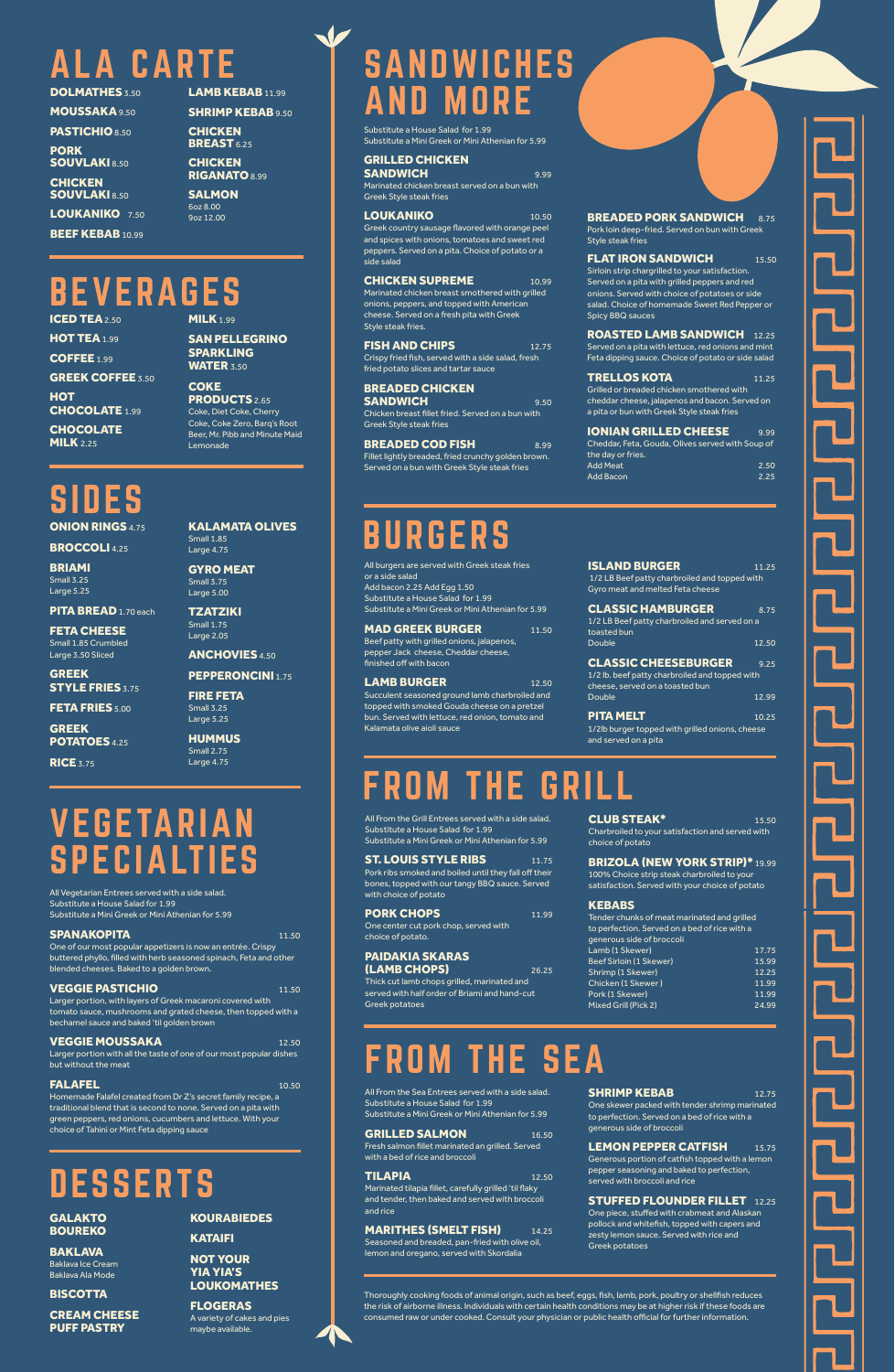# ALA CARTE

**DOLMATHES** 3.50

**MOUSSAKA** 9.50

**PASTICHIO** 8.50

**PORK SOUVLAKI** 8.50

**CHICKEN SOUVLAKI** 8.50

**LOUKANIKO** 7.50

**BEEF KEBAB** 10.99

**LAMB KEBAB** 11.99

**SHRIMP KEBAB** 9.50

**CHICKEN BREAST** 6.25

**CHICKEN RIGANATO** 8.99

**SALMON**
6oz 8.00
9oz 12.00

# BEVERAGES

**ICED TEA** 2.50

**HOT TEA** 1.99

**COFFEE** 1.99

**GREEK COFFEE** 3.50

**HOT CHOCOLATE** 1.99

**CHOCOLATE MILK** 2.25

**MILK** 1.99

**SAN PELLEGRINO SPARKLING WATER** 3.50

**COKE PRODUCTS** 2.65
Coke, Diet Coke, Cherry Coke, Coke Zero, Barq's Root Beer, Mr. Pibb and Minute Maid Lemonade

# SIDES

**ONION RINGS** 4.75

**BROCCOLI** 4.25

**BRIAMI**
Small 3.25
Large 5.25

**PITA BREAD** 1.70 each

**FETA CHEESE**
Small 1.85 Crumbled
Large 3.50 Sliced

**GREEK STYLE FRIES** 3.75

**FETA FRIES** 5.00

**GREEK POTATOES** 4.25

**RICE** 3.75

**KALAMATA OLIVES**
Small 1.85
Large 4.75

**GYRO MEAT**
Small 3.75
Large 5.00

**TZATZIKI**
Small 1.75
Large 2.05

**ANCHOVIES** 4.50

**PEPPERONCINI** 1.75

**FIRE FETA**
Small 3.25
Large 5.25

**HUMMUS**
Small 2.75
Large 4.75

# VEGETARIAN SPECIALTIES

All Vegetarian Entrees served with a side salad.
Substitute a House Salad for 1.99
Substitute a Mini Greek or Mini Athenian for 5.99

**SPANAKOPITA** 11.50
One of our most popular appetizers is now an entrée. Crispy buttered phyllo, filled with herb seasoned spinach, Feta and other blended cheeses. Baked to a golden brown.

**VEGGIE PASTICHIO** 11.50
Larger portion, with layers of Greek macaroni covered with tomato sauce, mushrooms and grated cheese, then topped with a bechamel sauce and baked 'til golden brown

**VEGGIE MOUSSAKA** 12.50
Larger portion with all the taste of one of our most popular dishes but without the meat

**FALAFEL** 10.50
Homemade Falafel created from Dr Z's secret family recipe, a traditional blend that is second to none. Served on a pita with green peppers, red onions, cucumbers and lettuce. With your choice of Tahini or Mint Feta dipping sauce

# DESSERTS

**GALAKTO BOUREKO**

**BAKLAVA**
Baklava Ice Cream
Baklava Ala Mode

**BISCOTTA**

**CREAM CHEESE PUFF PASTRY**

**KOURABIEDES**

**KATAIFI**

**NOT YOUR YIA YIA'S LOUKOMATHES**

**FLOGERAS**
A variety of cakes and pies maybe available.

# SANDWICHES AND MORE

Substitute a House Salad for 1.99
Substitute a Mini Greek or Mini Athenian for 5.99

**GRILLED CHICKEN SANDWICH** 9.99
Marinated chicken breast served on a bun with Greek Style steak fries

**LOUKANIKO** 10.50
Greek country sausage flavored with orange peel and spices with onions, tomatoes and sweet red peppers. Served on a pita. Choice of potato or a side salad

**CHICKEN SUPREME** 10.99
Marinated chicken breast smothered with grilled onions, peppers, and topped with American cheese. Served on a fresh pita with Greek Style steak fries.

**FISH AND CHIPS** 12.75
Crispy fried fish, served with a side salad, fresh fried potato slices and tartar sauce

**BREADED CHICKEN SANDWICH** 9.50
Chicken breast fillet fried. Served on a bun with Greek Style steak fries

**BREADED COD FISH** 8.99
Fillet lightly breaded, fried crunchy golden brown. Served on a bun with Greek Style steak fries

**BREADED PORK SANDWICH** 8.75
Pork loin deep-fried. Served on bun with Greek Style steak fries

**FLAT IRON SANDWICH** 15.50
Sirloin strip chargrilled to your satisfaction. Served on a pita with grilled peppers and red onions. Served with choice of potatoes or side salad. Choice of homemade Sweet Red Pepper or Spicy BBQ sauces

**ROASTED LAMB SANDWICH** 12.25
Served on a pita with lettuce, red onions and mint Feta dipping sauce. Choice of potato or side salad

**TRELLOS KOTA** 11.25
Grilled or breaded chicken smothered with cheddar cheese, jalapenos and bacon. Served on a pita or bun with Greek Style steak fries

**IONIAN GRILLED CHEESE** 9.99
Cheddar, Feta, Gouda, Olives served with Soup of the day or fries.
Add Meat 2.50
Add Bacon 2.25

# BURGERS

All burgers are served with Greek steak fries or a side salad
Add bacon 2.25 Add Egg 1.50
Substitute a House Salad for 1.99
Substitute a Mini Greek or Mini Athenian for 5.99

**MAD GREEK BURGER** 11.50
Beef patty with grilled onions, jalapenos, pepper Jack cheese, Cheddar cheese, finished off with bacon

**LAMB BURGER** 12.50
Succulent seasoned ground lamb charbroiled and topped with smoked Gouda cheese on a pretzel bun. Served with lettuce, red onion, tomato and Kalamata olive aioli sauce

**ISLAND BURGER** 11.25
1/2 LB Beef patty charbroiled and topped with Gyro meat and melted Feta cheese

**CLASSIC HAMBURGER** 8.75
1/2 LB Beef patty charbroiled and served on a toasted bun
Double 12.50

**CLASSIC CHEESEBURGER** 9.25
1/2 lb. beef patty charbroiled and topped with cheese, served on a toasted bun
Double 12.99

**PITA MELT** 10.25
1/2lb burger topped with grilled onions, cheese and served on a pita

# FROM THE GRILL

All From the Grill Entrees served with a side salad.
Substitute a House Salad for 1.99
Substitute a Mini Greek or Mini Athenian for 5.99

**ST. LOUIS STYLE RIBS** 11.75
Pork ribs smoked and boiled until they fall off their bones, topped with our tangy BBQ sauce. Served with choice of potato

**PORK CHOPS** 11.99
One center cut pork chop, served with choice of potato.

**PAIDAKIA SKARAS (LAMB CHOPS)** 26.25
Thick cut lamb chops grilled, marinated and served with half order of Briami and hand-cut Greek potatoes

**CLUB STEAK*** 15.50
Charbroiled to your satisfaction and served with choice of potato

**BRIZOLA (NEW YORK STRIP)*** 19.99
100% Choice strip steak charbroiled to your satisfaction. Served with your choice of potato

**KEBABS**
Tender chunks of meat marinated and grilled to perfection. Served on a bed of rice with a generous side of broccoli

| | |
|---|---|
| Lamb (1 Skewer) | 17.75 |
| Beef Sirloin (1 Skewer) | 15.99 |
| Shrimp (1 Skewer) | 12.25 |
| Chicken (1 Skewer ) | 11.99 |
| Pork (1 Skewer) | 11.99 |
| Mixed Grill (Pick 2) | 24.99 |

# FROM THE SEA

All From the Sea Entrees served with a side salad.
Substitute a House Salad for 1.99
Substitute a Mini Greek or Mini Athenian for 5.99

**GRILLED SALMON** 16.50
Fresh salmon fillet marinated an grilled. Served with a bed of rice and broccoli

**TILAPIA** 12.50
Marinated tilapia fillet, carefully grilled 'til flaky and tender, then baked and served with broccoli and rice

**MARITHES (SMELT FISH)** 14.25
Seasoned and breaded, pan-fried with olive oil, lemon and oregano, served with Skordalia

**SHRIMP KEBAB** 12.75
One skewer packed with tender shrimp marinated to perfection. Served on a bed of rice with a generous side of broccoli

**LEMON PEPPER CATFISH** 15.75
Generous portion of catfish topped with a lemon pepper seasoning and baked to perfection, served with broccoli and rice

**STUFFED FLOUNDER FILLET** 12.25
One piece, stuffed with crabmeat and Alaskan pollock and whitefish, topped with capers and zesty lemon sauce. Served with rice and Greek potatoes

Thoroughly cooking foods of animal origin, such as beef, eggs, fish, lamb, pork, poultry or shellfish reduces the risk of airborne illness. Individuals with certain health conditions may be at higher risk if these foods are consumed raw or under cooked. Consult your physician or public health official for further information.